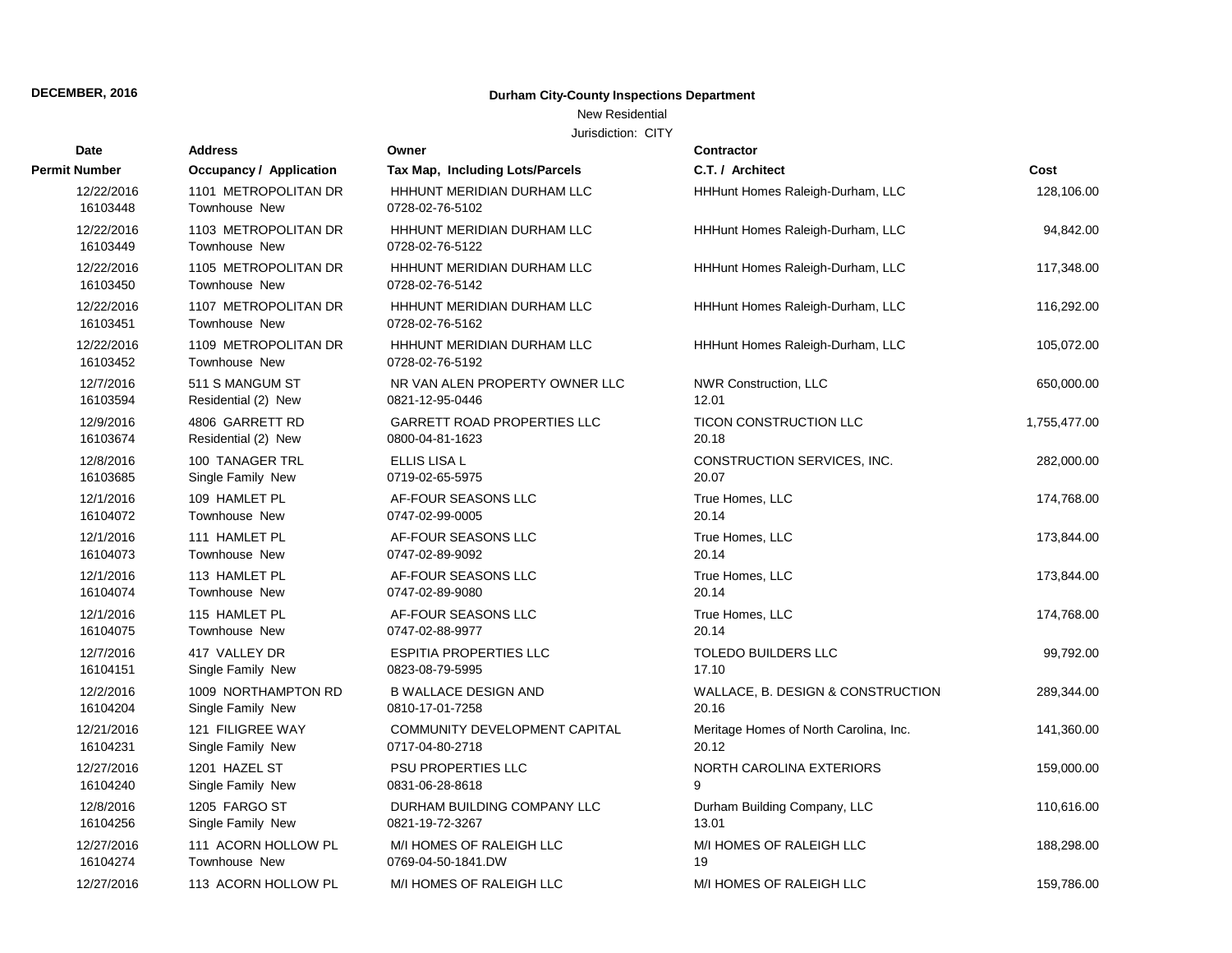**DECEMBER, 2016**

# Durham City-County Inspections Department

New Residential

Jurisdiction: CITY

| Date<br>Permit Number | Address<br>Occupancy / Application | Owner<br>Tax Map, Including Lots/Parcels | Contractor<br>C.T. / Architect | Cost |
|---|---|---|---|---|
| 12/22/2016<br>16103448 | 1101 METROPOLITAN DR<br>Townhouse New | HHHUNT MERIDIAN DURHAM LLC<br>0728-02-76-5102 | HHHunt Homes Raleigh-Durham, LLC | 128,106.00 |
| 12/22/2016<br>16103449 | 1103 METROPOLITAN DR<br>Townhouse New | HHHUNT MERIDIAN DURHAM LLC<br>0728-02-76-5122 | HHHunt Homes Raleigh-Durham, LLC | 94,842.00 |
| 12/22/2016<br>16103450 | 1105 METROPOLITAN DR<br>Townhouse New | HHHUNT MERIDIAN DURHAM LLC<br>0728-02-76-5142 | HHHunt Homes Raleigh-Durham, LLC | 117,348.00 |
| 12/22/2016<br>16103451 | 1107 METROPOLITAN DR<br>Townhouse New | HHHUNT MERIDIAN DURHAM LLC<br>0728-02-76-5162 | HHHunt Homes Raleigh-Durham, LLC | 116,292.00 |
| 12/22/2016<br>16103452 | 1109 METROPOLITAN DR<br>Townhouse New | HHHUNT MERIDIAN DURHAM LLC<br>0728-02-76-5192 | HHHunt Homes Raleigh-Durham, LLC | 105,072.00 |
| 12/7/2016<br>16103594 | 511 S MANGUM ST<br>Residential (2) New | NR VAN ALEN PROPERTY OWNER LLC<br>0821-12-95-0446 | NWR Construction, LLC<br>12.01 | 650,000.00 |
| 12/9/2016<br>16103674 | 4806 GARRETT RD<br>Residential (2) New | GARRETT ROAD PROPERTIES LLC<br>0800-04-81-1623 | TICON CONSTRUCTION LLC<br>20.18 | 1,755,477.00 |
| 12/8/2016<br>16103685 | 100 TANAGER TRL<br>Single Family New | ELLIS LISA L<br>0719-02-65-5975 | CONSTRUCTION SERVICES, INC.<br>20.07 | 282,000.00 |
| 12/1/2016<br>16104072 | 109 HAMLET PL<br>Townhouse New | AF-FOUR SEASONS LLC<br>0747-02-99-0005 | True Homes, LLC<br>20.14 | 174,768.00 |
| 12/1/2016<br>16104073 | 111 HAMLET PL<br>Townhouse New | AF-FOUR SEASONS LLC<br>0747-02-89-9092 | True Homes, LLC<br>20.14 | 173,844.00 |
| 12/1/2016<br>16104074 | 113 HAMLET PL<br>Townhouse New | AF-FOUR SEASONS LLC<br>0747-02-89-9080 | True Homes, LLC<br>20.14 | 173,844.00 |
| 12/1/2016<br>16104075 | 115 HAMLET PL<br>Townhouse New | AF-FOUR SEASONS LLC<br>0747-02-88-9977 | True Homes, LLC<br>20.14 | 174,768.00 |
| 12/7/2016<br>16104151 | 417 VALLEY DR<br>Single Family New | ESPITIA PROPERTIES LLC<br>0823-08-79-5995 | TOLEDO BUILDERS LLC<br>17.10 | 99,792.00 |
| 12/2/2016<br>16104204 | 1009 NORTHAMPTON RD<br>Single Family New | B WALLACE DESIGN AND<br>0810-17-01-7258 | WALLACE, B. DESIGN & CONSTRUCTION<br>20.16 | 289,344.00 |
| 12/21/2016<br>16104231 | 121 FILIGREE WAY<br>Single Family New | COMMUNITY DEVELOPMENT CAPITAL<br>0717-04-80-2718 | Meritage Homes of North Carolina, Inc.<br>20.12 | 141,360.00 |
| 12/27/2016<br>16104240 | 1201 HAZEL ST<br>Single Family New | PSU PROPERTIES LLC<br>0831-06-28-8618 | NORTH CAROLINA EXTERIORS<br>9 | 159,000.00 |
| 12/8/2016<br>16104256 | 1205 FARGO ST<br>Single Family New | DURHAM BUILDING COMPANY LLC<br>0821-19-72-3267 | Durham Building Company, LLC<br>13.01 | 110,616.00 |
| 12/27/2016<br>16104274 | 111 ACORN HOLLOW PL<br>Townhouse New | M/I HOMES OF RALEIGH LLC<br>0769-04-50-1841.DW | M/I HOMES OF RALEIGH LLC<br>19 | 188,298.00 |
| 12/27/2016 | 113 ACORN HOLLOW PL | M/I HOMES OF RALEIGH LLC | M/I HOMES OF RALEIGH LLC | 159,786.00 |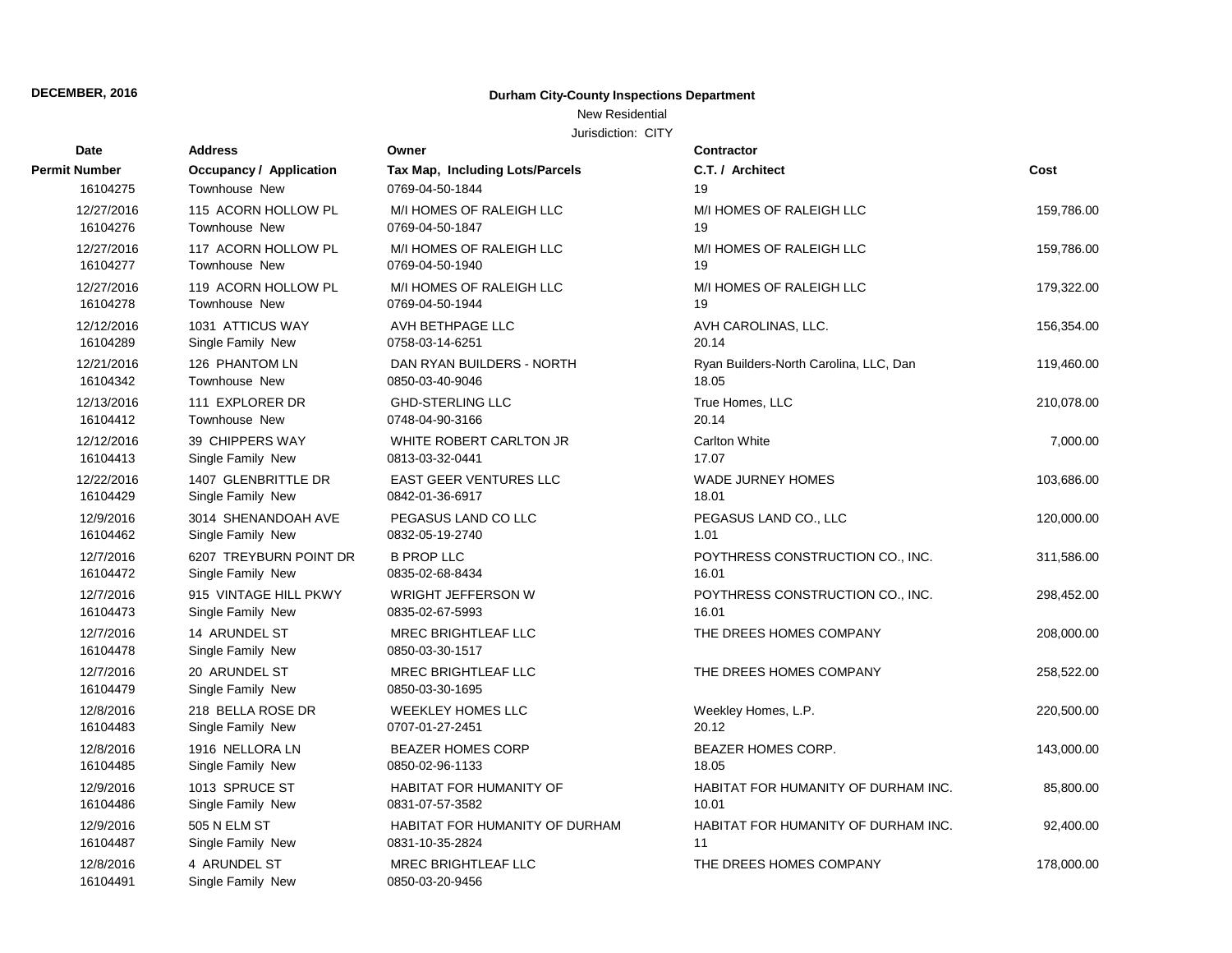**DECEMBER, 2016**

**Durham City-County Inspections Department**

New Residential

Jurisdiction: CITY

| Date / Permit Number | Address / Occupancy / Application | Owner / Tax Map, Including Lots/Parcels | Contractor / C.T. / Architect | Cost |
|---|---|---|---|---|
| 16104275 | Townhouse New | 0769-04-50-1844 | 19 | |
| 12/27/2016 | 115 ACORN HOLLOW PL | M/I HOMES OF RALEIGH LLC | M/I HOMES OF RALEIGH LLC | 159,786.00 |
| 16104276 | Townhouse New | 0769-04-50-1847 | 19 | |
| 12/27/2016 | 117 ACORN HOLLOW PL | M/I HOMES OF RALEIGH LLC | M/I HOMES OF RALEIGH LLC | 159,786.00 |
| 16104277 | Townhouse New | 0769-04-50-1940 | 19 | |
| 12/27/2016 | 119 ACORN HOLLOW PL | M/I HOMES OF RALEIGH LLC | M/I HOMES OF RALEIGH LLC | 179,322.00 |
| 16104278 | Townhouse New | 0769-04-50-1944 | 19 | |
| 12/12/2016 | 1031 ATTICUS WAY | AVH BETHPAGE LLC | AVH CAROLINAS, LLC. | 156,354.00 |
| 16104289 | Single Family New | 0758-03-14-6251 | 20.14 | |
| 12/21/2016 | 126 PHANTOM LN | DAN RYAN BUILDERS - NORTH | Ryan Builders-North Carolina, LLC, Dan | 119,460.00 |
| 16104342 | Townhouse New | 0850-03-40-9046 | 18.05 | |
| 12/13/2016 | 111 EXPLORER DR | GHD-STERLING LLC | True Homes, LLC | 210,078.00 |
| 16104412 | Townhouse New | 0748-04-90-3166 | 20.14 | |
| 12/12/2016 | 39 CHIPPERS WAY | WHITE ROBERT CARLTON JR | Carlton White | 7,000.00 |
| 16104413 | Single Family New | 0813-03-32-0441 | 17.07 | |
| 12/22/2016 | 1407 GLENBRITTLE DR | EAST GEER VENTURES LLC | WADE JURNEY HOMES | 103,686.00 |
| 16104429 | Single Family New | 0842-01-36-6917 | 18.01 | |
| 12/9/2016 | 3014 SHENANDOAH AVE | PEGASUS LAND CO LLC | PEGASUS LAND CO., LLC | 120,000.00 |
| 16104462 | Single Family New | 0832-05-19-2740 | 1.01 | |
| 12/7/2016 | 6207 TREYBURN POINT DR | B PROP LLC | POYTHRESS CONSTRUCTION CO., INC. | 311,586.00 |
| 16104472 | Single Family New | 0835-02-68-8434 | 16.01 | |
| 12/7/2016 | 915 VINTAGE HILL PKWY | WRIGHT JEFFERSON W | POYTHRESS CONSTRUCTION CO., INC. | 298,452.00 |
| 16104473 | Single Family New | 0835-02-67-5993 | 16.01 | |
| 12/7/2016 | 14 ARUNDEL ST | MREC BRIGHTLEAF LLC | THE DREES HOMES COMPANY | 208,000.00 |
| 16104478 | Single Family New | 0850-03-30-1517 | | |
| 12/7/2016 | 20 ARUNDEL ST | MREC BRIGHTLEAF LLC | THE DREES HOMES COMPANY | 258,522.00 |
| 16104479 | Single Family New | 0850-03-30-1695 | | |
| 12/8/2016 | 218 BELLA ROSE DR | WEEKLEY HOMES LLC | Weekley Homes, L.P. | 220,500.00 |
| 16104483 | Single Family New | 0707-01-27-2451 | 20.12 | |
| 12/8/2016 | 1916 NELLORA LN | BEAZER HOMES CORP | BEAZER HOMES CORP. | 143,000.00 |
| 16104485 | Single Family New | 0850-02-96-1133 | 18.05 | |
| 12/9/2016 | 1013 SPRUCE ST | HABITAT FOR HUMANITY OF | HABITAT FOR HUMANITY OF DURHAM INC. | 85,800.00 |
| 16104486 | Single Family New | 0831-07-57-3582 | 10.01 | |
| 12/9/2016 | 505 N ELM ST | HABITAT FOR HUMANITY OF DURHAM | HABITAT FOR HUMANITY OF DURHAM INC. | 92,400.00 |
| 16104487 | Single Family New | 0831-10-35-2824 | 11 | |
| 12/8/2016 | 4 ARUNDEL ST | MREC BRIGHTLEAF LLC | THE DREES HOMES COMPANY | 178,000.00 |
| 16104491 | Single Family New | 0850-03-20-9456 | | |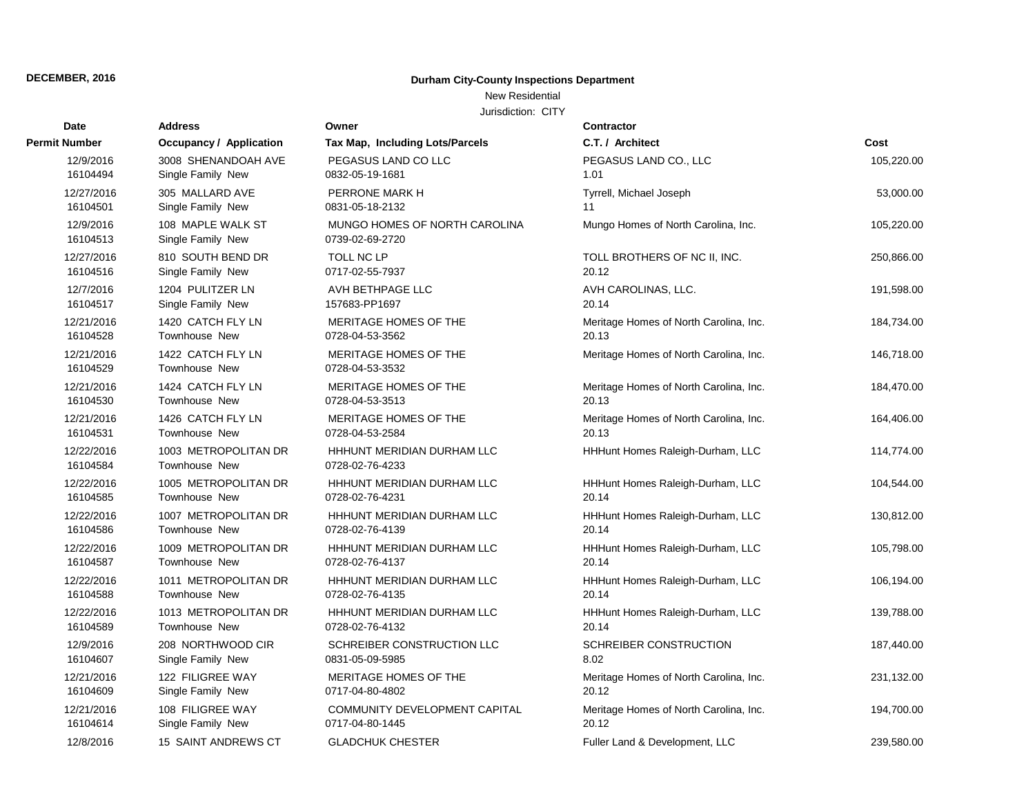**DECEMBER, 2016**

**Durham City-County Inspections Department**

New Residential

Jurisdiction: CITY

| Date<br>Permit Number | Address<br>Occupancy / Application | Owner<br>Tax Map, Including Lots/Parcels | Contractor<br>C.T. / Architect | Cost |
|---|---|---|---|---|
| 12/9/2016<br>16104494 | 3008 SHENANDOAH AVE<br>Single Family New | PEGASUS LAND CO LLC<br>0832-05-19-1681 | PEGASUS LAND CO., LLC<br>1.01 | 105,220.00 |
| 12/27/2016<br>16104501 | 305 MALLARD AVE<br>Single Family New | PERRONE MARK H<br>0831-05-18-2132 | Tyrrell, Michael Joseph<br>11 | 53,000.00 |
| 12/9/2016<br>16104513 | 108 MAPLE WALK ST<br>Single Family New | MUNGO HOMES OF NORTH CAROLINA<br>0739-02-69-2720 | Mungo Homes of North Carolina, Inc. | 105,220.00 |
| 12/27/2016<br>16104516 | 810 SOUTH BEND DR<br>Single Family New | TOLL NC LP<br>0717-02-55-7937 | TOLL BROTHERS OF NC II, INC.<br>20.12 | 250,866.00 |
| 12/7/2016<br>16104517 | 1204 PULITZER LN<br>Single Family New | AVH BETHPAGE LLC<br>157683-PP1697 | AVH CAROLINAS, LLC.<br>20.14 | 191,598.00 |
| 12/21/2016<br>16104528 | 1420 CATCH FLY LN<br>Townhouse New | MERITAGE HOMES OF THE<br>0728-04-53-3562 | Meritage Homes of North Carolina, Inc.<br>20.13 | 184,734.00 |
| 12/21/2016<br>16104529 | 1422 CATCH FLY LN<br>Townhouse New | MERITAGE HOMES OF THE<br>0728-04-53-3532 | Meritage Homes of North Carolina, Inc. | 146,718.00 |
| 12/21/2016<br>16104530 | 1424 CATCH FLY LN<br>Townhouse New | MERITAGE HOMES OF THE<br>0728-04-53-3513 | Meritage Homes of North Carolina, Inc.<br>20.13 | 184,470.00 |
| 12/21/2016<br>16104531 | 1426 CATCH FLY LN<br>Townhouse New | MERITAGE HOMES OF THE<br>0728-04-53-2584 | Meritage Homes of North Carolina, Inc.<br>20.13 | 164,406.00 |
| 12/22/2016<br>16104584 | 1003 METROPOLITAN DR<br>Townhouse New | HHHUNT MERIDIAN DURHAM LLC<br>0728-02-76-4233 | HHHunt Homes Raleigh-Durham, LLC | 114,774.00 |
| 12/22/2016<br>16104585 | 1005 METROPOLITAN DR<br>Townhouse New | HHHUNT MERIDIAN DURHAM LLC<br>0728-02-76-4231 | HHHunt Homes Raleigh-Durham, LLC<br>20.14 | 104,544.00 |
| 12/22/2016<br>16104586 | 1007 METROPOLITAN DR<br>Townhouse New | HHHUNT MERIDIAN DURHAM LLC<br>0728-02-76-4139 | HHHunt Homes Raleigh-Durham, LLC<br>20.14 | 130,812.00 |
| 12/22/2016<br>16104587 | 1009 METROPOLITAN DR<br>Townhouse New | HHHUNT MERIDIAN DURHAM LLC<br>0728-02-76-4137 | HHHunt Homes Raleigh-Durham, LLC<br>20.14 | 105,798.00 |
| 12/22/2016<br>16104588 | 1011 METROPOLITAN DR<br>Townhouse New | HHHUNT MERIDIAN DURHAM LLC<br>0728-02-76-4135 | HHHunt Homes Raleigh-Durham, LLC<br>20.14 | 106,194.00 |
| 12/22/2016<br>16104589 | 1013 METROPOLITAN DR<br>Townhouse New | HHHUNT MERIDIAN DURHAM LLC<br>0728-02-76-4132 | HHHunt Homes Raleigh-Durham, LLC<br>20.14 | 139,788.00 |
| 12/9/2016<br>16104607 | 208 NORTHWOOD CIR<br>Single Family New | SCHREIBER CONSTRUCTION LLC<br>0831-05-09-5985 | SCHREIBER CONSTRUCTION<br>8.02 | 187,440.00 |
| 12/21/2016<br>16104609 | 122 FILIGREE WAY<br>Single Family New | MERITAGE HOMES OF THE<br>0717-04-80-4802 | Meritage Homes of North Carolina, Inc.<br>20.12 | 231,132.00 |
| 12/21/2016<br>16104614 | 108 FILIGREE WAY<br>Single Family New | COMMUNITY DEVELOPMENT CAPITAL<br>0717-04-80-1445 | Meritage Homes of North Carolina, Inc.<br>20.12 | 194,700.00 |
| 12/8/2016 | 15 SAINT ANDREWS CT | GLADCHUK CHESTER | Fuller Land & Development, LLC | 239,580.00 |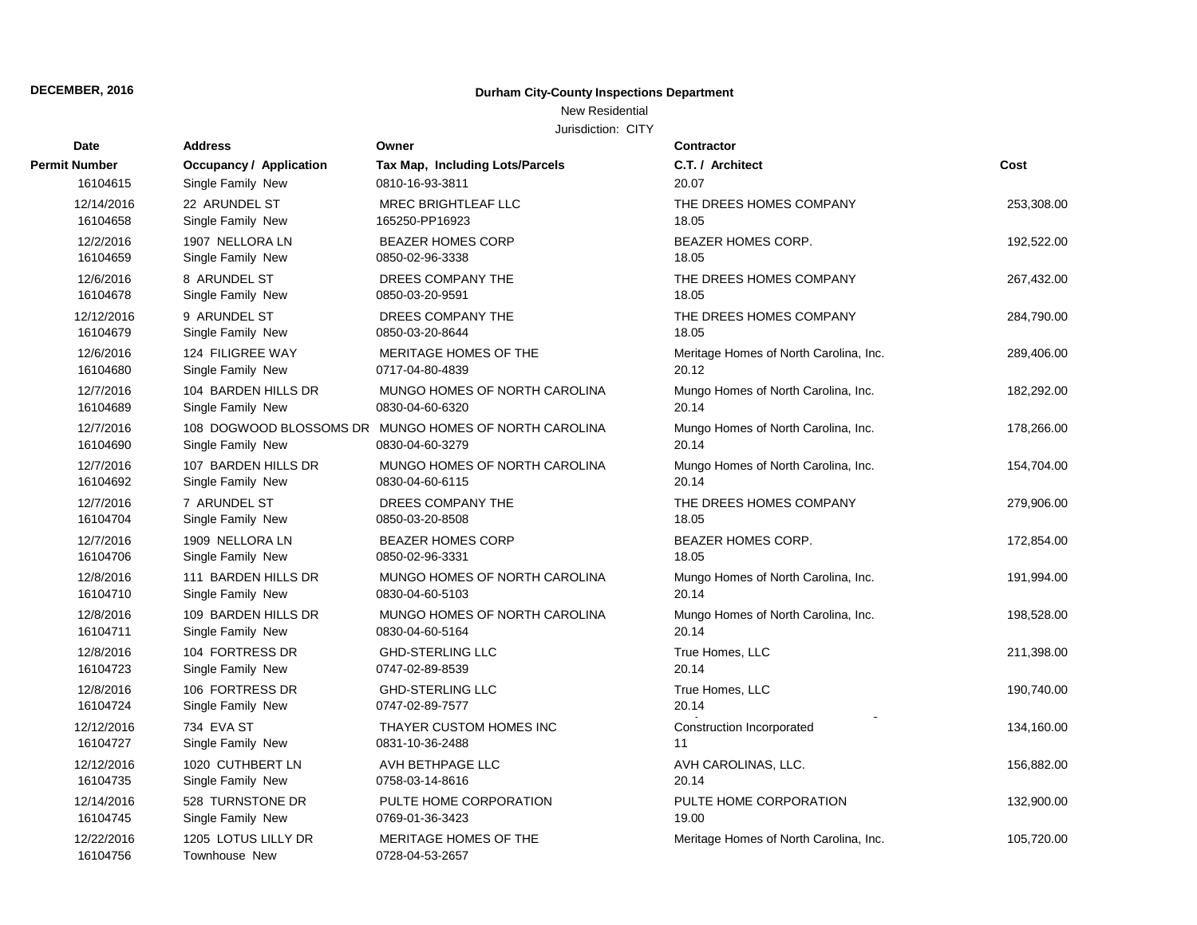**DECEMBER, 2016**

**Durham City-County Inspections Department**

New Residential

Jurisdiction: CITY

| Date / Permit Number | Address / Occupancy / Application | Owner / Tax Map, Including Lots/Parcels | Contractor / C.T. / Architect | Cost |
|---|---|---|---|---|
| 16104615 | Single Family New | 0810-16-93-3811 | 20.07 | |
| 12/14/2016 | 22 ARUNDEL ST | MREC BRIGHTLEAF LLC | THE DREES HOMES COMPANY | 253,308.00 |
| 16104658 | Single Family New | 165250-PP16923 | 18.05 | |
| 12/2/2016 | 1907 NELLORA LN | BEAZER HOMES CORP | BEAZER HOMES CORP. | 192,522.00 |
| 16104659 | Single Family New | 0850-02-96-3338 | 18.05 | |
| 12/6/2016 | 8 ARUNDEL ST | DREES COMPANY THE | THE DREES HOMES COMPANY | 267,432.00 |
| 16104678 | Single Family New | 0850-03-20-9591 | 18.05 | |
| 12/12/2016 | 9 ARUNDEL ST | DREES COMPANY THE | THE DREES HOMES COMPANY | 284,790.00 |
| 16104679 | Single Family New | 0850-03-20-8644 | 18.05 | |
| 12/6/2016 | 124 FILIGREE WAY | MERITAGE HOMES OF THE | Meritage Homes of North Carolina, Inc. | 289,406.00 |
| 16104680 | Single Family New | 0717-04-80-4839 | 20.12 | |
| 12/7/2016 | 104 BARDEN HILLS DR | MUNGO HOMES OF NORTH CAROLINA | Mungo Homes of North Carolina, Inc. | 182,292.00 |
| 16104689 | Single Family New | 0830-04-60-6320 | 20.14 | |
| 12/7/2016 | 108 DOGWOOD BLOSSOMS DR | MUNGO HOMES OF NORTH CAROLINA | Mungo Homes of North Carolina, Inc. | 178,266.00 |
| 16104690 | Single Family New | 0830-04-60-3279 | 20.14 | |
| 12/7/2016 | 107 BARDEN HILLS DR | MUNGO HOMES OF NORTH CAROLINA | Mungo Homes of North Carolina, Inc. | 154,704.00 |
| 16104692 | Single Family New | 0830-04-60-6115 | 20.14 | |
| 12/7/2016 | 7 ARUNDEL ST | DREES COMPANY THE | THE DREES HOMES COMPANY | 279,906.00 |
| 16104704 | Single Family New | 0850-03-20-8508 | 18.05 | |
| 12/7/2016 | 1909 NELLORA LN | BEAZER HOMES CORP | BEAZER HOMES CORP. | 172,854.00 |
| 16104706 | Single Family New | 0850-02-96-3331 | 18.05 | |
| 12/8/2016 | 111 BARDEN HILLS DR | MUNGO HOMES OF NORTH CAROLINA | Mungo Homes of North Carolina, Inc. | 191,994.00 |
| 16104710 | Single Family New | 0830-04-60-5103 | 20.14 | |
| 12/8/2016 | 109 BARDEN HILLS DR | MUNGO HOMES OF NORTH CAROLINA | Mungo Homes of North Carolina, Inc. | 198,528.00 |
| 16104711 | Single Family New | 0830-04-60-5164 | 20.14 | |
| 12/8/2016 | 104 FORTRESS DR | GHD-STERLING LLC | True Homes, LLC | 211,398.00 |
| 16104723 | Single Family New | 0747-02-89-8539 | 20.14 | |
| 12/8/2016 | 106 FORTRESS DR | GHD-STERLING LLC | True Homes, LLC | 190,740.00 |
| 16104724 | Single Family New | 0747-02-89-7577 | 20.14 | |
| 12/12/2016 | 734 EVA ST | THAYER CUSTOM HOMES INC | Construction Incorporated | 134,160.00 |
| 16104727 | Single Family New | 0831-10-36-2488 | 11 | |
| 12/12/2016 | 1020 CUTHBERT LN | AVH BETHPAGE LLC | AVH CAROLINAS, LLC. | 156,882.00 |
| 16104735 | Single Family New | 0758-03-14-8616 | 20.14 | |
| 12/14/2016 | 528 TURNSTONE DR | PULTE HOME CORPORATION | PULTE HOME CORPORATION | 132,900.00 |
| 16104745 | Single Family New | 0769-01-36-3423 | 19.00 | |
| 12/22/2016 | 1205 LOTUS LILLY DR | MERITAGE HOMES OF THE | Meritage Homes of North Carolina, Inc. | 105,720.00 |
| 16104756 | Townhouse New | 0728-04-53-2657 | | |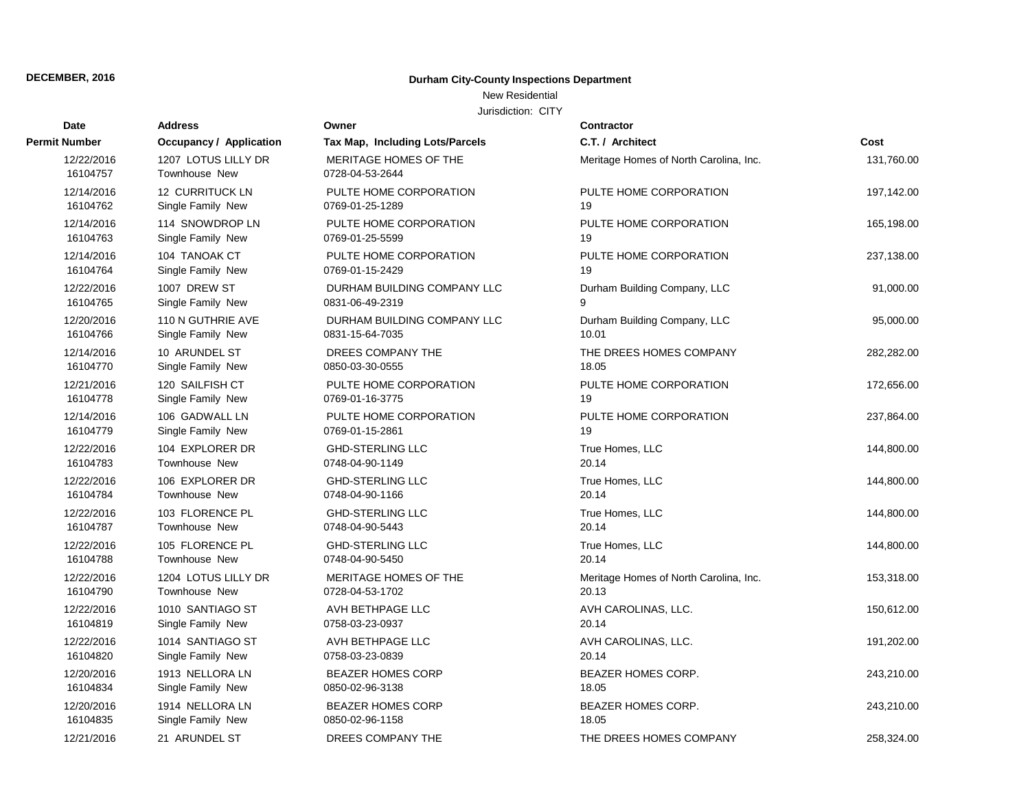**DECEMBER, 2016**

**Durham City-County Inspections Department**

New Residential

Jurisdiction: CITY

| Date / Permit Number | Address / Occupancy / Application | Owner / Tax Map, Including Lots/Parcels | Contractor / C.T. / Architect | Cost |
|---|---|---|---|---|
| 12/22/2016<br>16104757 | 1207 LOTUS LILLY DR<br>Townhouse New | MERITAGE HOMES OF THE<br>0728-04-53-2644 | Meritage Homes of North Carolina, Inc. | 131,760.00 |
| 12/14/2016<br>16104762 | 12 CURRITUCK LN<br>Single Family New | PULTE HOME CORPORATION<br>0769-01-25-1289 | PULTE HOME CORPORATION<br>19 | 197,142.00 |
| 12/14/2016<br>16104763 | 114 SNOWDROP LN<br>Single Family New | PULTE HOME CORPORATION<br>0769-01-25-5599 | PULTE HOME CORPORATION<br>19 | 165,198.00 |
| 12/14/2016<br>16104764 | 104 TANOAK CT<br>Single Family New | PULTE HOME CORPORATION<br>0769-01-15-2429 | PULTE HOME CORPORATION<br>19 | 237,138.00 |
| 12/22/2016<br>16104765 | 1007 DREW ST<br>Single Family New | DURHAM BUILDING COMPANY LLC<br>0831-06-49-2319 | Durham Building Company, LLC<br>9 | 91,000.00 |
| 12/20/2016<br>16104766 | 110 N GUTHRIE AVE<br>Single Family New | DURHAM BUILDING COMPANY LLC<br>0831-15-64-7035 | Durham Building Company, LLC<br>10.01 | 95,000.00 |
| 12/14/2016<br>16104770 | 10 ARUNDEL ST<br>Single Family New | DREES COMPANY THE<br>0850-03-30-0555 | THE DREES HOMES COMPANY<br>18.05 | 282,282.00 |
| 12/21/2016<br>16104778 | 120 SAILFISH CT<br>Single Family New | PULTE HOME CORPORATION<br>0769-01-16-3775 | PULTE HOME CORPORATION<br>19 | 172,656.00 |
| 12/14/2016<br>16104779 | 106 GADWALL LN<br>Single Family New | PULTE HOME CORPORATION<br>0769-01-15-2861 | PULTE HOME CORPORATION<br>19 | 237,864.00 |
| 12/22/2016<br>16104783 | 104 EXPLORER DR<br>Townhouse New | GHD-STERLING LLC<br>0748-04-90-1149 | True Homes, LLC<br>20.14 | 144,800.00 |
| 12/22/2016<br>16104784 | 106 EXPLORER DR<br>Townhouse New | GHD-STERLING LLC<br>0748-04-90-1166 | True Homes, LLC<br>20.14 | 144,800.00 |
| 12/22/2016<br>16104787 | 103 FLORENCE PL<br>Townhouse New | GHD-STERLING LLC<br>0748-04-90-5443 | True Homes, LLC<br>20.14 | 144,800.00 |
| 12/22/2016<br>16104788 | 105 FLORENCE PL<br>Townhouse New | GHD-STERLING LLC<br>0748-04-90-5450 | True Homes, LLC<br>20.14 | 144,800.00 |
| 12/22/2016<br>16104790 | 1204 LOTUS LILLY DR<br>Townhouse New | MERITAGE HOMES OF THE<br>0728-04-53-1702 | Meritage Homes of North Carolina, Inc.<br>20.13 | 153,318.00 |
| 12/22/2016<br>16104819 | 1010 SANTIAGO ST<br>Single Family New | AVH BETHPAGE LLC<br>0758-03-23-0937 | AVH CAROLINAS, LLC.<br>20.14 | 150,612.00 |
| 12/22/2016<br>16104820 | 1014 SANTIAGO ST<br>Single Family New | AVH BETHPAGE LLC<br>0758-03-23-0839 | AVH CAROLINAS, LLC.<br>20.14 | 191,202.00 |
| 12/20/2016<br>16104834 | 1913 NELLORA LN<br>Single Family New | BEAZER HOMES CORP<br>0850-02-96-3138 | BEAZER HOMES CORP.<br>18.05 | 243,210.00 |
| 12/20/2016<br>16104835 | 1914 NELLORA LN<br>Single Family New | BEAZER HOMES CORP<br>0850-02-96-1158 | BEAZER HOMES CORP.<br>18.05 | 243,210.00 |
| 12/21/2016 | 21 ARUNDEL ST | DREES COMPANY THE | THE DREES HOMES COMPANY | 258,324.00 |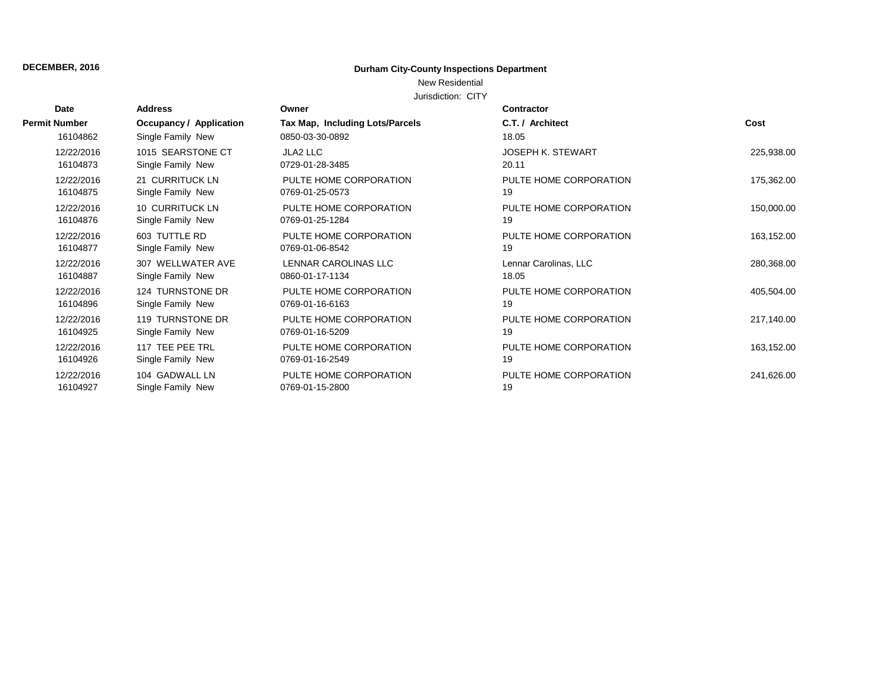| Date / Permit Number | Address / Occupancy / Application | Owner / Tax Map, Including Lots/Parcels | Contractor / C.T. / Architect | Cost |
|---|---|---|---|---|
| 16104862 | Single Family New | 0850-03-30-0892 | 18.05 | |
| 12/22/2016 | 1015 SEARSTONE CT | JLA2 LLC | JOSEPH K. STEWART | 225,938.00 |
| 16104873 | Single Family New | 0729-01-28-3485 | 20.11 | |
| 12/22/2016 | 21 CURRITUCK LN | PULTE HOME CORPORATION | PULTE HOME CORPORATION | 175,362.00 |
| 16104875 | Single Family New | 0769-01-25-0573 | 19 | |
| 12/22/2016 | 10 CURRITUCK LN | PULTE HOME CORPORATION | PULTE HOME CORPORATION | 150,000.00 |
| 16104876 | Single Family New | 0769-01-25-1284 | 19 | |
| 12/22/2016 | 603 TUTTLE RD | PULTE HOME CORPORATION | PULTE HOME CORPORATION | 163,152.00 |
| 16104877 | Single Family New | 0769-01-06-8542 | 19 | |
| 12/22/2016 | 307 WELLWATER AVE | LENNAR CAROLINAS LLC | Lennar Carolinas, LLC | 280,368.00 |
| 16104887 | Single Family New | 0860-01-17-1134 | 18.05 | |
| 12/22/2016 | 124 TURNSTONE DR | PULTE HOME CORPORATION | PULTE HOME CORPORATION | 405,504.00 |
| 16104896 | Single Family New | 0769-01-16-6163 | 19 | |
| 12/22/2016 | 119 TURNSTONE DR | PULTE HOME CORPORATION | PULTE HOME CORPORATION | 217,140.00 |
| 16104925 | Single Family New | 0769-01-16-5209 | 19 | |
| 12/22/2016 | 117 TEE PEE TRL | PULTE HOME CORPORATION | PULTE HOME CORPORATION | 163,152.00 |
| 16104926 | Single Family New | 0769-01-16-2549 | 19 | |
| 12/22/2016 | 104 GADWALL LN | PULTE HOME CORPORATION | PULTE HOME CORPORATION | 241,626.00 |
| 16104927 | Single Family New | 0769-01-15-2800 | 19 | |